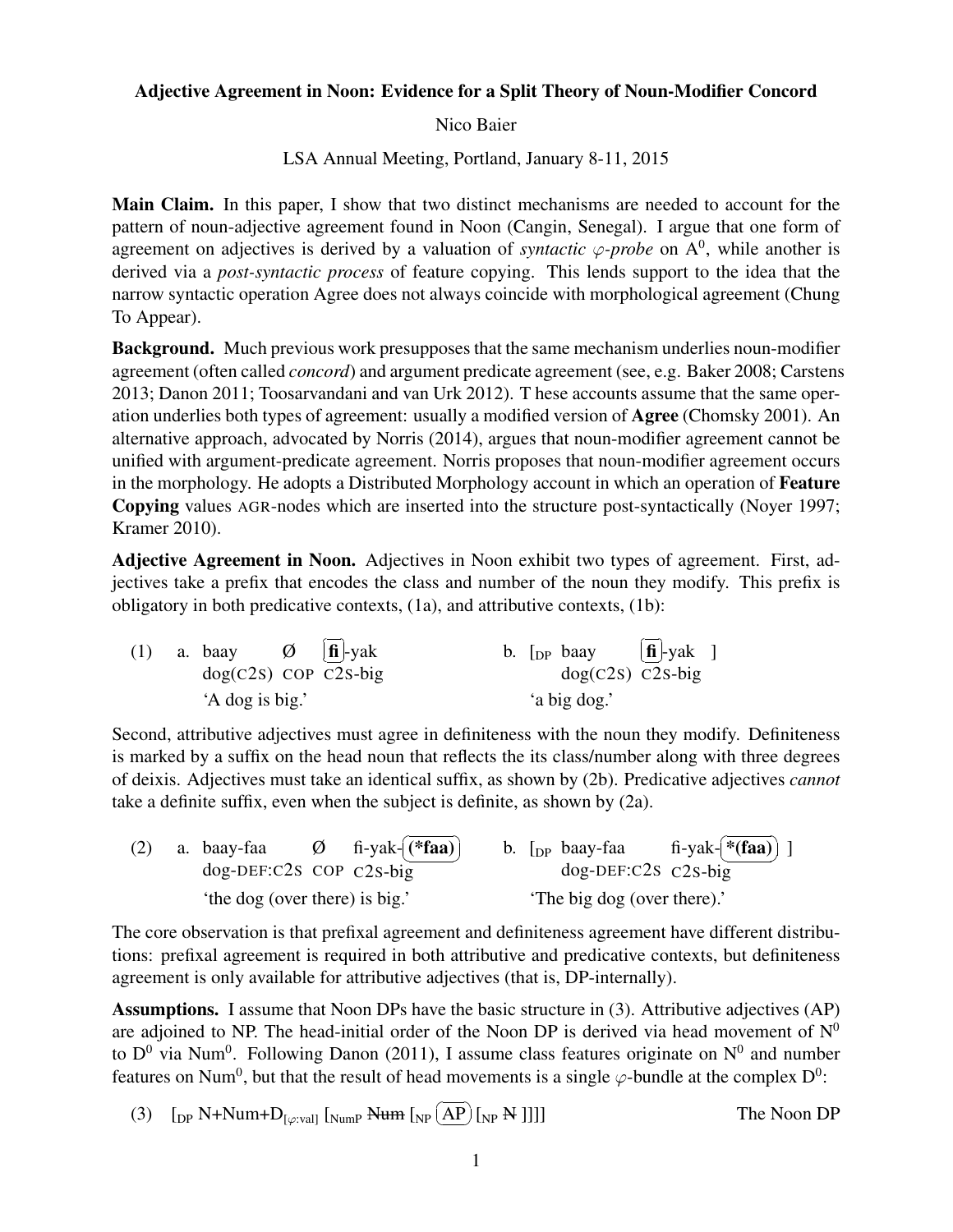**Adjective Agreement in Noon: Evidence for a Split Theory of Noun-Modifier Concord**

Nico Baier

LSA Annual Meeting, Portland, January 8-11, 2015

**Main Claim.** In this paper, I show that two distinct mechanisms are needed to account for the pattern of noun-adjective agreement found in Noon (Cangin, Senegal). I argue that one form of agreement on adjectives is derived by a valuation of *syntactic $\varphi$-probe* on $A^0$, while another is derived via a *post-syntactic process* of feature copying. This lends support to the idea that the narrow syntactic operation Agree does not always coincide with morphological agreement (Chung To Appear).

**Background.** Much previous work presupposes that the same mechanism underlies noun-modifier agreement (often called *concord*) and argument predicate agreement (see, e.g. Baker 2008; Carstens 2013; Danon 2011; Toosarvandani and van Urk 2012). T hese accounts assume that the same operation underlies both types of agreement: usually a modified version of **Agree** (Chomsky 2001). An alternative approach, advocated by Norris (2014), argues that noun-modifier agreement cannot be unified with argument-predicate agreement. Norris proposes that noun-modifier agreement occurs in the morphology. He adopts a Distributed Morphology account in which an operation of **Feature Copying** values AGR-nodes which are inserted into the structure post-syntactically (Noyer 1997; Kramer 2010).

**Adjective Agreement in Noon.** Adjectives in Noon exhibit two types of agreement. First, adjectives take a prefix that encodes the class and number of the noun they modify. This prefix is obligatory in both predicative contexts, (1a), and attributive contexts, (1b):

(1) a. baay Ø **fi**-yak
dog(C2S) COP C2S-big
'A dog is big.'

b. [$_{DP}$ baay **fi**-yak ]
dog(C2S) C2S-big
'a big dog.'

Second, attributive adjectives must agree in definiteness with the noun they modify. Definiteness is marked by a suffix on the head noun that reflects the its class/number along with three degrees of deixis. Adjectives must take an identical suffix, as shown by (2b). Predicative adjectives *cannot* take a definite suffix, even when the subject is definite, as shown by (2a).

(2) a. baay-faa Ø fi-yak-(**\*faa**)
dog-DEF:C2S COP C2S-big
'the dog (over there) is big.'

b. [$_{DP}$ baay-faa fi-yak-**\*(faa)** ]
dog-DEF:C2S C2S-big
'The big dog (over there).'

The core observation is that prefixal agreement and definiteness agreement have different distributions: prefixal agreement is required in both attributive and predicative contexts, but definiteness agreement is only available for attributive adjectives (that is, DP-internally).

**Assumptions.** I assume that Noon DPs have the basic structure in (3). Attributive adjectives (AP) are adjoined to NP. The head-initial order of the Noon DP is derived via head movement of $N^0$ to $D^0$ via $Num^0$. Following Danon (2011), I assume class features originate on $N^0$ and number features on $Num^0$, but that the result of head movements is a single $\varphi$-bundle at the complex $D^0$:

(3) [$_{DP}$ N+Num+D$_{[\varphi:val]}$ [$_{NumP}$ ~~Num~~ [$_{NP}$ (AP) [$_{NP}$ ~~N~~ ]]]] The Noon DP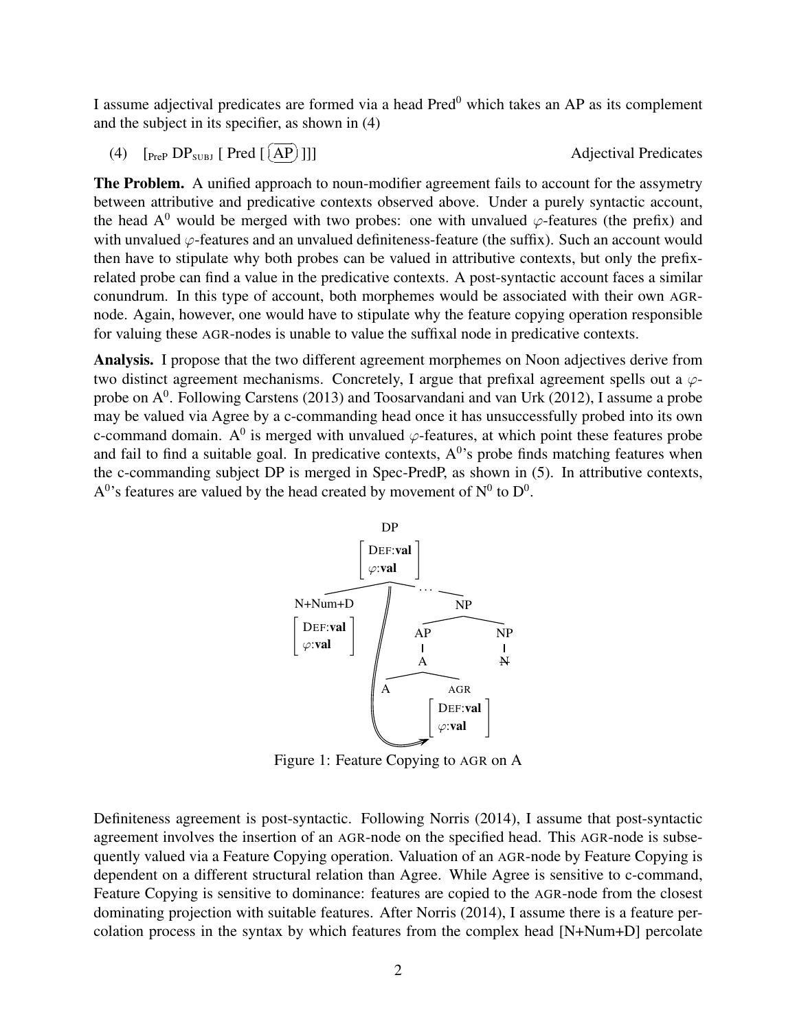I assume adjectival predicates are formed via a head Pred$^0$ which takes an AP as its complement and the subject in its specifier, as shown in (4)

(4) [$_{\text{PreP}}$ DP$_{\text{SUBJ}}$ [ Pred [ (AP) ]]] Adjectival Predicates

**The Problem.** A unified approach to noun-modifier agreement fails to account for the assymetry between attributive and predicative contexts observed above. Under a purely syntactic account, the head A$^0$ would be merged with two probes: one with unvalued $\varphi$-features (the prefix) and with unvalued $\varphi$-features and an unvalued definiteness-feature (the suffix). Such an account would then have to stipulate why both probes can be valued in attributive contexts, but only the prefix-related probe can find a value in the predicative contexts. A post-syntactic account faces a similar conundrum. In this type of account, both morphemes would be associated with their own AGR-node. Again, however, one would have to stipulate why the feature copying operation responsible for valuing these AGR-nodes is unable to value the suffixal node in predicative contexts.

**Analysis.** I propose that the two different agreement morphemes on Noon adjectives derive from two distinct agreement mechanisms. Concretely, I argue that prefixal agreement spells out a $\varphi$-probe on A$^0$. Following Carstens (2013) and Toosarvandani and van Urk (2012), I assume a probe may be valued via Agree by a c-commanding head once it has unsuccessfully probed into its own c-command domain. A$^0$ is merged with unvalued $\varphi$-features, at which point these features probe and fail to find a suitable goal. In predicative contexts, A$^0$'s probe finds matching features when the c-commanding subject DP is merged in Spec-PredP, as shown in (5). In attributive contexts, A$^0$'s features are valued by the head created by movement of N$^0$ to D$^0$.

```
DP [DEF:val, φ:val]
├── N+Num+D [DEF:val, φ:val]
└── ...
    └── NP
        ├── AP
        │   └── A
        │       ├── A
        │       └── AGR [DEF:val, φ:val]   <-- features copied from DP
        └── NP
            └── N (struck through)
```

Figure 1: Feature Copying to AGR on A

Definiteness agreement is post-syntactic. Following Norris (2014), I assume that post-syntactic agreement involves the insertion of an AGR-node on the specified head. This AGR-node is subsequently valued via a Feature Copying operation. Valuation of an AGR-node by Feature Copying is dependent on a different structural relation than Agree. While Agree is sensitive to c-command, Feature Copying is sensitive to dominance: features are copied to the AGR-node from the closest dominating projection with suitable features. After Norris (2014), I assume there is a feature percolation process in the syntax by which features from the complex head [N+Num+D] percolate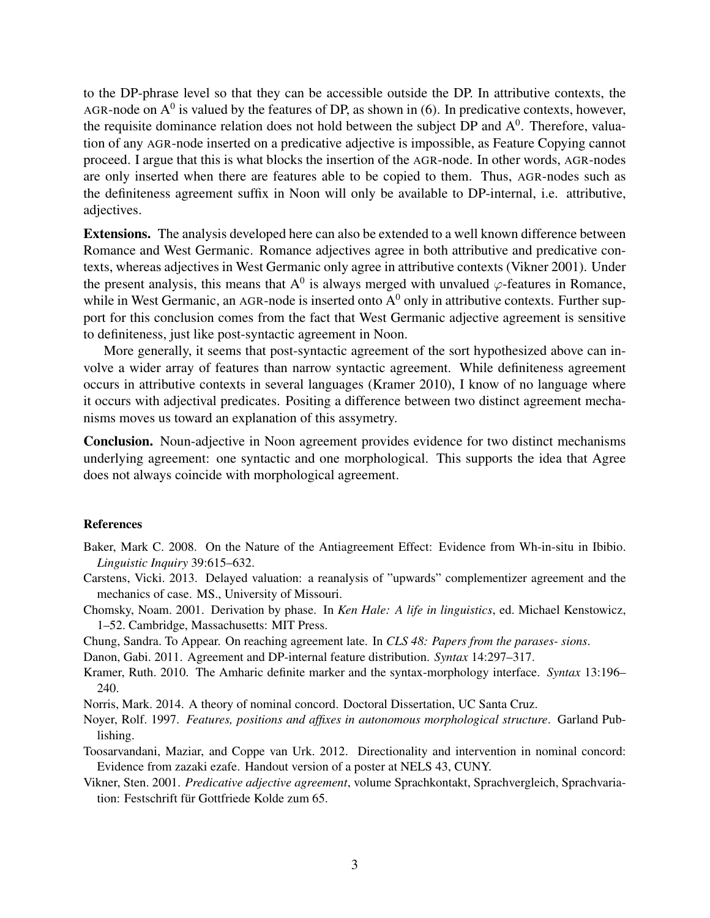to the DP-phrase level so that they can be accessible outside the DP. In attributive contexts, the AGR-node on $A^0$ is valued by the features of DP, as shown in (6). In predicative contexts, however, the requisite dominance relation does not hold between the subject DP and $A^0$. Therefore, valuation of any AGR-node inserted on a predicative adjective is impossible, as Feature Copying cannot proceed. I argue that this is what blocks the insertion of the AGR-node. In other words, AGR-nodes are only inserted when there are features able to be copied to them. Thus, AGR-nodes such as the definiteness agreement suffix in Noon will only be available to DP-internal, i.e. attributive, adjectives.

**Extensions.** The analysis developed here can also be extended to a well known difference between Romance and West Germanic. Romance adjectives agree in both attributive and predicative contexts, whereas adjectives in West Germanic only agree in attributive contexts (Vikner 2001). Under the present analysis, this means that $A^0$ is always merged with unvalued $\varphi$-features in Romance, while in West Germanic, an AGR-node is inserted onto $A^0$ only in attributive contexts. Further support for this conclusion comes from the fact that West Germanic adjective agreement is sensitive to definiteness, just like post-syntactic agreement in Noon.

More generally, it seems that post-syntactic agreement of the sort hypothesized above can involve a wider array of features than narrow syntactic agreement. While definiteness agreement occurs in attributive contexts in several languages (Kramer 2010), I know of no language where it occurs with adjectival predicates. Positing a difference between two distinct agreement mechanisms moves us toward an explanation of this assymetry.

**Conclusion.** Noun-adjective in Noon agreement provides evidence for two distinct mechanisms underlying agreement: one syntactic and one morphological. This supports the idea that Agree does not always coincide with morphological agreement.

### References

Baker, Mark C. 2008. On the Nature of the Antiagreement Effect: Evidence from Wh-in-situ in Ibibio. *Linguistic Inquiry* 39:615–632.

Carstens, Vicki. 2013. Delayed valuation: a reanalysis of "upwards" complementizer agreement and the mechanics of case. MS., University of Missouri.

Chomsky, Noam. 2001. Derivation by phase. In *Ken Hale: A life in linguistics*, ed. Michael Kenstowicz, 1–52. Cambridge, Massachusetts: MIT Press.

Chung, Sandra. To Appear. On reaching agreement late. In *CLS 48: Papers from the parases- sions*.

Danon, Gabi. 2011. Agreement and DP-internal feature distribution. *Syntax* 14:297–317.

Kramer, Ruth. 2010. The Amharic definite marker and the syntax-morphology interface. *Syntax* 13:196–240.

Norris, Mark. 2014. A theory of nominal concord. Doctoral Dissertation, UC Santa Cruz.

Noyer, Rolf. 1997. *Features, positions and affixes in autonomous morphological structure*. Garland Publishing.

Toosarvandani, Maziar, and Coppe van Urk. 2012. Directionality and intervention in nominal concord: Evidence from zazaki ezafe. Handout version of a poster at NELS 43, CUNY.

Vikner, Sten. 2001. *Predicative adjective agreement*, volume Sprachkontakt, Sprachvergleich, Sprachvariation: Festschrift für Gottfriede Kolde zum 65.